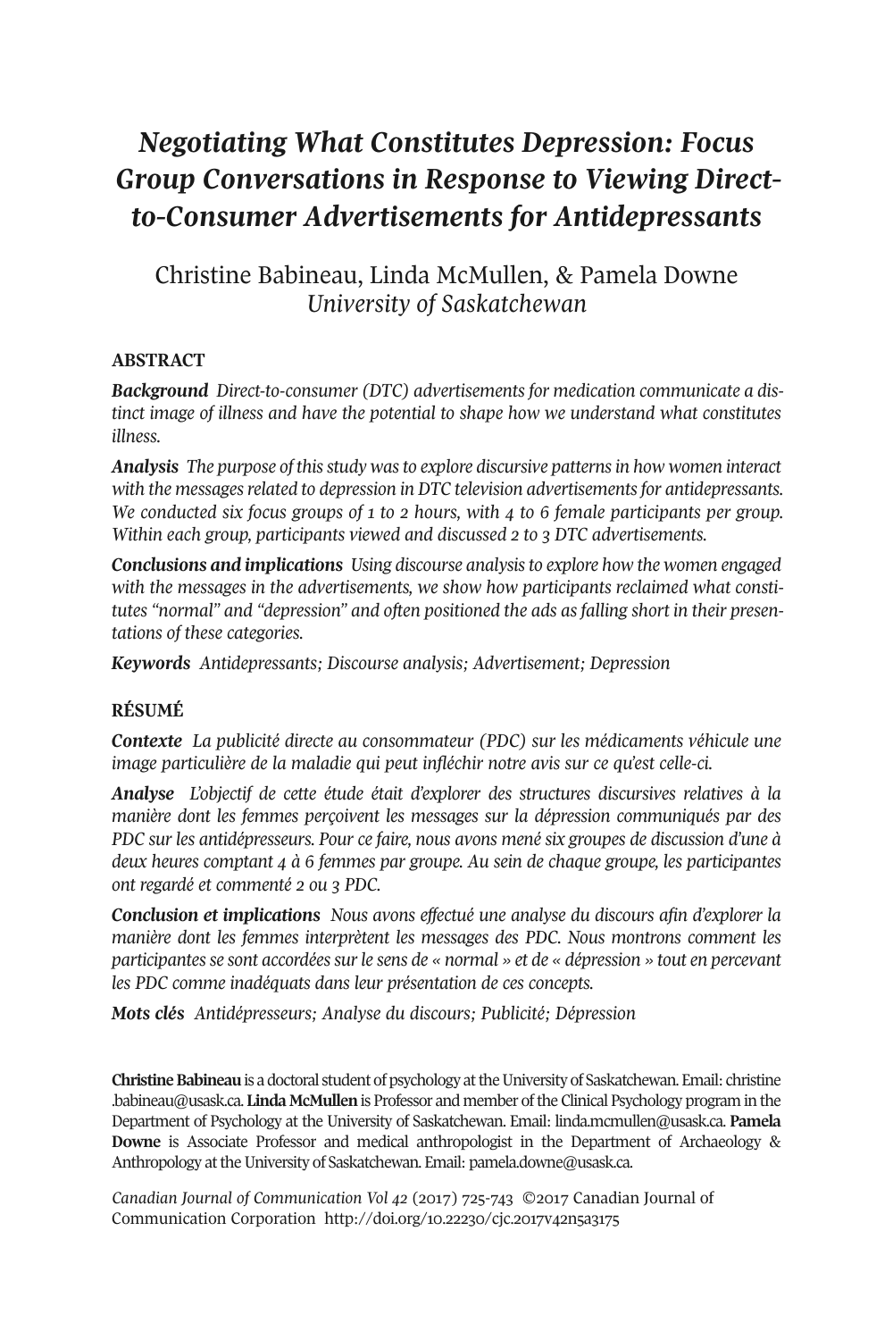# *Negotiating What Constitutes Depression: Focus Group Conversations in Response to Viewing Direct-to-Consumer Advertisements for Antidepressants*

Christine Babineau, Linda McMullen, & Pamela Downe
*University of Saskatchewan*

## ABSTRACT

***Background*** *Direct-to-consumer (DTC) advertisements for medication communicate a distinct image of illness and have the potential to shape how we understand what constitutes illness.*

***Analysis*** *The purpose of this study was to explore discursive patterns in how women interact with the messages related to depression in DTC television advertisements for antidepressants. We conducted six focus groups of 1 to 2 hours, with 4 to 6 female participants per group. Within each group, participants viewed and discussed 2 to 3 DTC advertisements.*

***Conclusions and implications*** *Using discourse analysis to explore how the women engaged with the messages in the advertisements, we show how participants reclaimed what constitutes "normal" and "depression" and often positioned the ads as falling short in their presentations of these categories.*

***Keywords*** *Antidepressants; Discourse analysis; Advertisement; Depression*

## RÉSUMÉ

***Contexte*** *La publicité directe au consommateur (PDC) sur les médicaments véhicule une image particulière de la maladie qui peut infléchir notre avis sur ce qu'est celle-ci.*

***Analyse*** *L'objectif de cette étude était d'explorer des structures discursives relatives à la manière dont les femmes perçoivent les messages sur la dépression communiqués par des PDC sur les antidépresseurs. Pour ce faire, nous avons mené six groupes de discussion d'une à deux heures comptant 4 à 6 femmes par groupe. Au sein de chaque groupe, les participantes ont regardé et commenté 2 ou 3 PDC.*

***Conclusion et implications*** *Nous avons effectué une analyse du discours afin d'explorer la manière dont les femmes interprètent les messages des PDC. Nous montrons comment les participantes se sont accordées sur le sens de « normal » et de « dépression » tout en percevant les PDC comme inadéquats dans leur présentation de ces concepts.*

***Mots clés*** *Antidépresseurs; Analyse du discours; Publicité; Dépression*

**Christine Babineau** is a doctoral student of psychology at the University of Saskatchewan. Email: christine.babineau@usask.ca. **Linda McMullen** is Professor and member of the Clinical Psychology program in the Department of Psychology at the University of Saskatchewan. Email: linda.mcmullen@usask.ca. **Pamela Downe** is Associate Professor and medical anthropologist in the Department of Archaeology & Anthropology at the University of Saskatchewan. Email: pamela.downe@usask.ca.

*Canadian Journal of Communication Vol 42* (2017) 725-743 ©2017 Canadian Journal of Communication Corporation http://doi.org/10.22230/cjc.2017v42n5a3175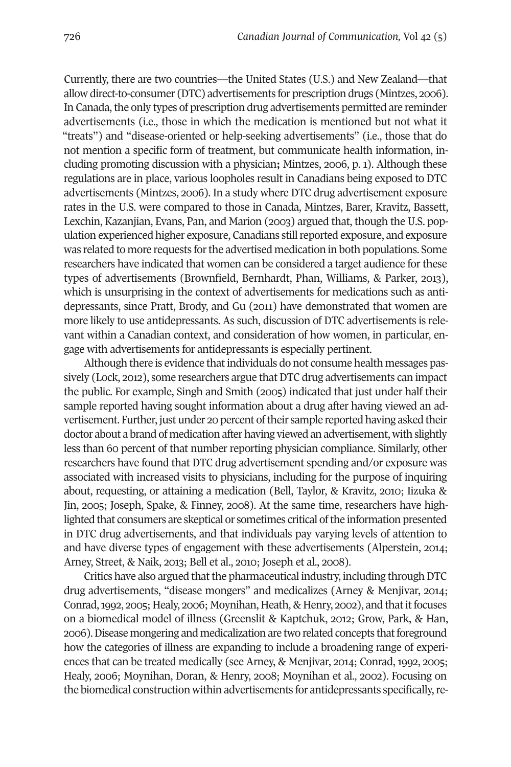Currently, there are two countries—the United States (U.S.) and New Zealand—that allow direct-to-consumer (DTC) advertisements for prescription drugs (Mintzes, 2006). In Canada, the only types of prescription drug advertisements permitted are reminder advertisements (i.e., those in which the medication is mentioned but not what it "treats") and "disease-oriented or help-seeking advertisements" (i.e., those that do not mention a specific form of treatment, but communicate health information, including promoting discussion with a physician; Mintzes, 2006, p. 1). Although these regulations are in place, various loopholes result in Canadians being exposed to DTC advertisements (Mintzes, 2006). In a study where DTC drug advertisement exposure rates in the U.S. were compared to those in Canada, Mintzes, Barer, Kravitz, Bassett, Lexchin, Kazanjian, Evans, Pan, and Marion (2003) argued that, though the U.S. population experienced higher exposure, Canadians still reported exposure, and exposure was related to more requests for the advertised medication in both populations. Some researchers have indicated that women can be considered a target audience for these types of advertisements (Brownfield, Bernhardt, Phan, Williams, & Parker, 2013), which is unsurprising in the context of advertisements for medications such as antidepressants, since Pratt, Brody, and Gu (2011) have demonstrated that women are more likely to use antidepressants. As such, discussion of DTC advertisements is relevant within a Canadian context, and consideration of how women, in particular, engage with advertisements for antidepressants is especially pertinent.

Although there is evidence that individuals do not consume health messages passively (Lock, 2012), some researchers argue that DTC drug advertisements can impact the public. For example, Singh and Smith (2005) indicated that just under half their sample reported having sought information about a drug after having viewed an advertisement. Further, just under 20 percent of their sample reported having asked their doctor about a brand of medication after having viewed an advertisement, with slightly less than 60 percent of that number reporting physician compliance. Similarly, other researchers have found that DTC drug advertisement spending and/or exposure was associated with increased visits to physicians, including for the purpose of inquiring about, requesting, or attaining a medication (Bell, Taylor, & Kravitz, 2010; Iizuka & Jin, 2005; Joseph, Spake, & Finney, 2008). At the same time, researchers have highlighted that consumers are skeptical or sometimes critical of the information presented in DTC drug advertisements, and that individuals pay varying levels of attention to and have diverse types of engagement with these advertisements (Alperstein, 2014; Arney, Street, & Naik, 2013; Bell et al., 2010; Joseph et al., 2008).

Critics have also argued that the pharmaceutical industry, including through DTC drug advertisements, "disease mongers" and medicalizes (Arney & Menjivar, 2014; Conrad, 1992, 2005; Healy, 2006; Moynihan, Heath, & Henry, 2002), and that it focuses on a biomedical model of illness (Greenslit & Kaptchuk, 2012; Grow, Park, & Han, 2006). Disease mongering and medicalization are two related concepts that foreground how the categories of illness are expanding to include a broadening range of experiences that can be treated medically (see Arney, & Menjivar, 2014; Conrad, 1992, 2005; Healy, 2006; Moynihan, Doran, & Henry, 2008; Moynihan et al., 2002). Focusing on the biomedical construction within advertisements for antidepressants specifically, re-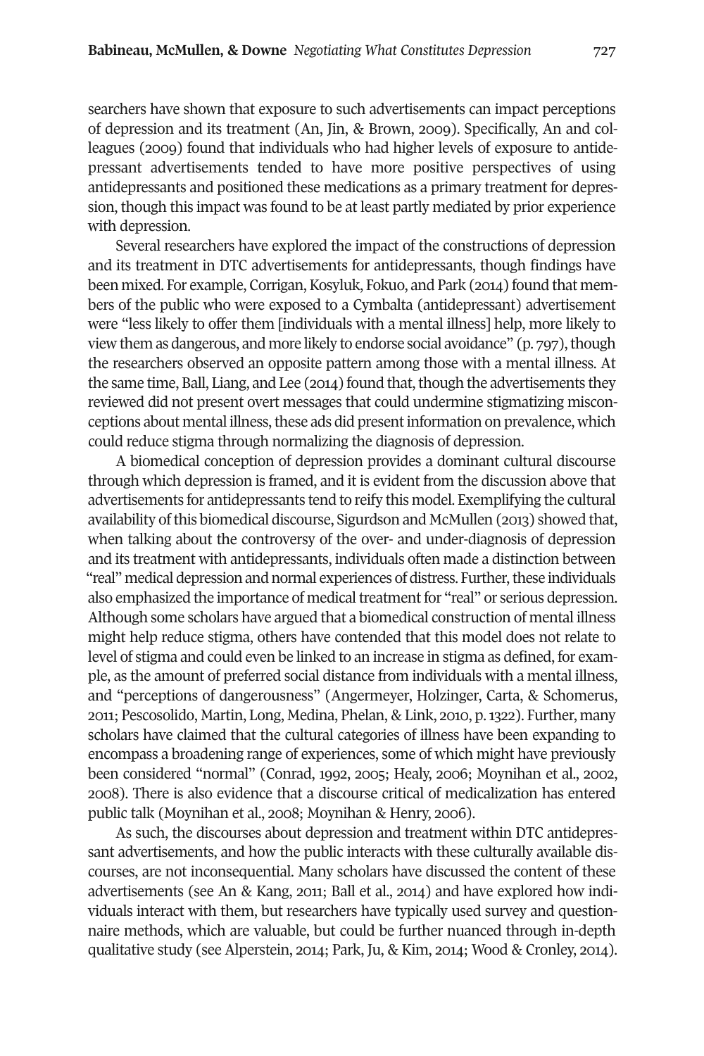searchers have shown that exposure to such advertisements can impact perceptions of depression and its treatment (An, Jin, & Brown, 2009). Specifically, An and colleagues (2009) found that individuals who had higher levels of exposure to antidepressant advertisements tended to have more positive perspectives of using antidepressants and positioned these medications as a primary treatment for depression, though this impact was found to be at least partly mediated by prior experience with depression.

Several researchers have explored the impact of the constructions of depression and its treatment in DTC advertisements for antidepressants, though findings have been mixed. For example, Corrigan, Kosyluk, Fokuo, and Park (2014) found that members of the public who were exposed to a Cymbalta (antidepressant) advertisement were "less likely to offer them [individuals with a mental illness] help, more likely to view them as dangerous, and more likely to endorse social avoidance" (p. 797), though the researchers observed an opposite pattern among those with a mental illness. At the same time, Ball, Liang, and Lee (2014) found that, though the advertisements they reviewed did not present overt messages that could undermine stigmatizing misconceptions about mental illness, these ads did present information on prevalence, which could reduce stigma through normalizing the diagnosis of depression.

A biomedical conception of depression provides a dominant cultural discourse through which depression is framed, and it is evident from the discussion above that advertisements for antidepressants tend to reify this model. Exemplifying the cultural availability of this biomedical discourse, Sigurdson and McMullen (2013) showed that, when talking about the controversy of the over- and under-diagnosis of depression and its treatment with antidepressants, individuals often made a distinction between "real" medical depression and normal experiences of distress. Further, these individuals also emphasized the importance of medical treatment for "real" or serious depression. Although some scholars have argued that a biomedical construction of mental illness might help reduce stigma, others have contended that this model does not relate to level of stigma and could even be linked to an increase in stigma as defined, for example, as the amount of preferred social distance from individuals with a mental illness, and "perceptions of dangerousness" (Angermeyer, Holzinger, Carta, & Schomerus, 2011; Pescosolido, Martin, Long, Medina, Phelan, & Link, 2010, p. 1322). Further, many scholars have claimed that the cultural categories of illness have been expanding to encompass a broadening range of experiences, some of which might have previously been considered "normal" (Conrad, 1992, 2005; Healy, 2006; Moynihan et al., 2002, 2008). There is also evidence that a discourse critical of medicalization has entered public talk (Moynihan et al., 2008; Moynihan & Henry, 2006).

As such, the discourses about depression and treatment within DTC antidepressant advertisements, and how the public interacts with these culturally available discourses, are not inconsequential. Many scholars have discussed the content of these advertisements (see An & Kang, 2011; Ball et al., 2014) and have explored how individuals interact with them, but researchers have typically used survey and questionnaire methods, which are valuable, but could be further nuanced through in-depth qualitative study (see Alperstein, 2014; Park, Ju, & Kim, 2014; Wood & Cronley, 2014).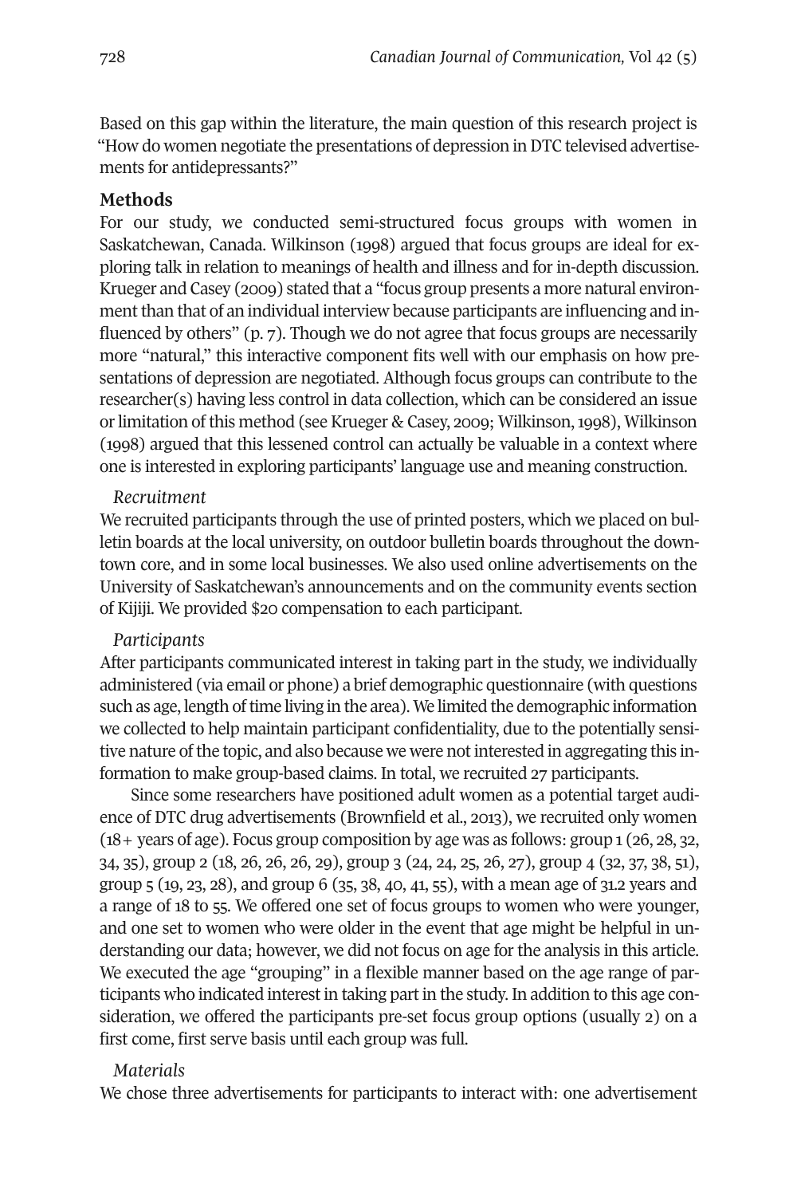Based on this gap within the literature, the main question of this research project is "How do women negotiate the presentations of depression in DTC televised advertisements for antidepressants?"

## Methods

For our study, we conducted semi-structured focus groups with women in Saskatchewan, Canada. Wilkinson (1998) argued that focus groups are ideal for exploring talk in relation to meanings of health and illness and for in-depth discussion. Krueger and Casey (2009) stated that a "focus group presents a more natural environment than that of an individual interview because participants are influencing and influenced by others" (p. 7). Though we do not agree that focus groups are necessarily more "natural," this interactive component fits well with our emphasis on how presentations of depression are negotiated. Although focus groups can contribute to the researcher(s) having less control in data collection, which can be considered an issue or limitation of this method (see Krueger & Casey, 2009; Wilkinson, 1998), Wilkinson (1998) argued that this lessened control can actually be valuable in a context where one is interested in exploring participants' language use and meaning construction.

### *Recruitment*

We recruited participants through the use of printed posters, which we placed on bulletin boards at the local university, on outdoor bulletin boards throughout the downtown core, and in some local businesses. We also used online advertisements on the University of Saskatchewan's announcements and on the community events section of Kijiji. We provided $20 compensation to each participant.

### *Participants*

After participants communicated interest in taking part in the study, we individually administered (via email or phone) a brief demographic questionnaire (with questions such as age, length of time living in the area). We limited the demographic information we collected to help maintain participant confidentiality, due to the potentially sensitive nature of the topic, and also because we were not interested in aggregating this information to make group-based claims. In total, we recruited 27 participants.

Since some researchers have positioned adult women as a potential target audience of DTC drug advertisements (Brownfield et al., 2013), we recruited only women (18+ years of age). Focus group composition by age was as follows: group 1 (26, 28, 32, 34, 35), group 2 (18, 26, 26, 26, 29), group 3 (24, 24, 25, 26, 27), group 4 (32, 37, 38, 51), group 5 (19, 23, 28), and group 6 (35, 38, 40, 41, 55), with a mean age of 31.2 years and a range of 18 to 55. We offered one set of focus groups to women who were younger, and one set to women who were older in the event that age might be helpful in understanding our data; however, we did not focus on age for the analysis in this article. We executed the age "grouping" in a flexible manner based on the age range of participants who indicated interest in taking part in the study. In addition to this age consideration, we offered the participants pre-set focus group options (usually 2) on a first come, first serve basis until each group was full.

### *Materials*

We chose three advertisements for participants to interact with: one advertisement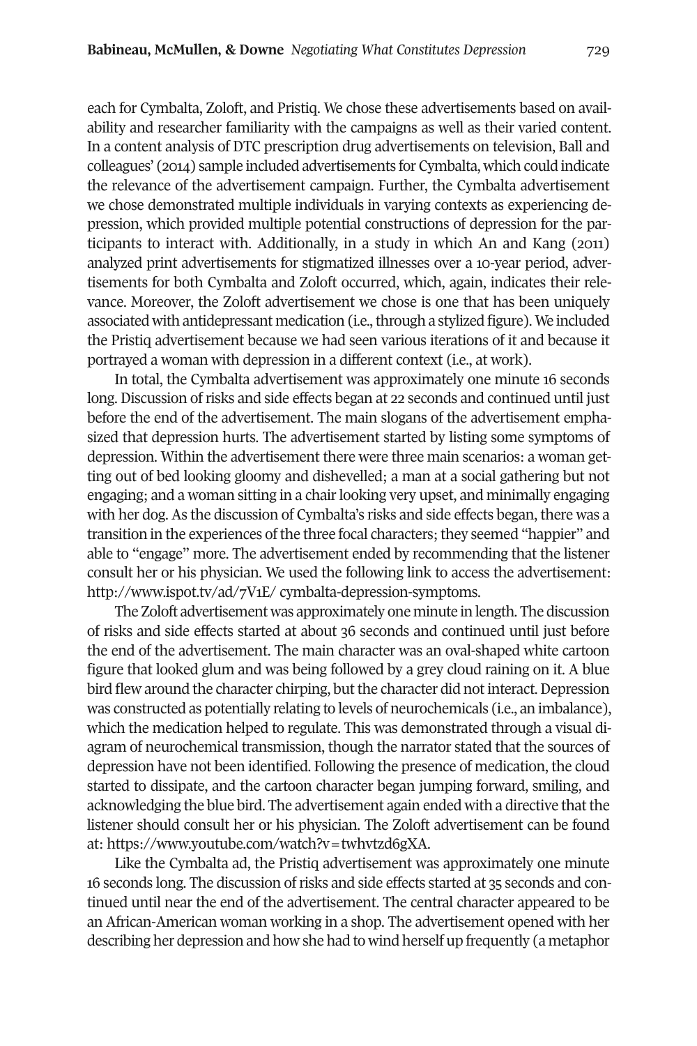each for Cymbalta, Zoloft, and Pristiq. We chose these advertisements based on availability and researcher familiarity with the campaigns as well as their varied content. In a content analysis of DTC prescription drug advertisements on television, Ball and colleagues' (2014) sample included advertisements for Cymbalta, which could indicate the relevance of the advertisement campaign. Further, the Cymbalta advertisement we chose demonstrated multiple individuals in varying contexts as experiencing depression, which provided multiple potential constructions of depression for the participants to interact with. Additionally, in a study in which An and Kang (2011) analyzed print advertisements for stigmatized illnesses over a 10-year period, advertisements for both Cymbalta and Zoloft occurred, which, again, indicates their relevance. Moreover, the Zoloft advertisement we chose is one that has been uniquely associated with antidepressant medication (i.e., through a stylized figure). We included the Pristiq advertisement because we had seen various iterations of it and because it portrayed a woman with depression in a different context (i.e., at work).

In total, the Cymbalta advertisement was approximately one minute 16 seconds long. Discussion of risks and side effects began at 22 seconds and continued until just before the end of the advertisement. The main slogans of the advertisement emphasized that depression hurts. The advertisement started by listing some symptoms of depression. Within the advertisement there were three main scenarios: a woman getting out of bed looking gloomy and dishevelled; a man at a social gathering but not engaging; and a woman sitting in a chair looking very upset, and minimally engaging with her dog. As the discussion of Cymbalta's risks and side effects began, there was a transition in the experiences of the three focal characters; they seemed "happier" and able to "engage" more. The advertisement ended by recommending that the listener consult her or his physician. We used the following link to access the advertisement: http://www.ispot.tv/ad/7V1E/ cymbalta-depression-symptoms.

The Zoloft advertisement was approximately one minute in length. The discussion of risks and side effects started at about 36 seconds and continued until just before the end of the advertisement. The main character was an oval-shaped white cartoon figure that looked glum and was being followed by a grey cloud raining on it. A blue bird flew around the character chirping, but the character did not interact. Depression was constructed as potentially relating to levels of neurochemicals (i.e., an imbalance), which the medication helped to regulate. This was demonstrated through a visual diagram of neurochemical transmission, though the narrator stated that the sources of depression have not been identified. Following the presence of medication, the cloud started to dissipate, and the cartoon character began jumping forward, smiling, and acknowledging the blue bird. The advertisement again ended with a directive that the listener should consult her or his physician. The Zoloft advertisement can be found at: https://www.youtube.com/watch?v=twhvtzd6gXA.

Like the Cymbalta ad, the Pristiq advertisement was approximately one minute 16 seconds long. The discussion of risks and side effects started at 35 seconds and continued until near the end of the advertisement. The central character appeared to be an African-American woman working in a shop. The advertisement opened with her describing her depression and how she had to wind herself up frequently (a metaphor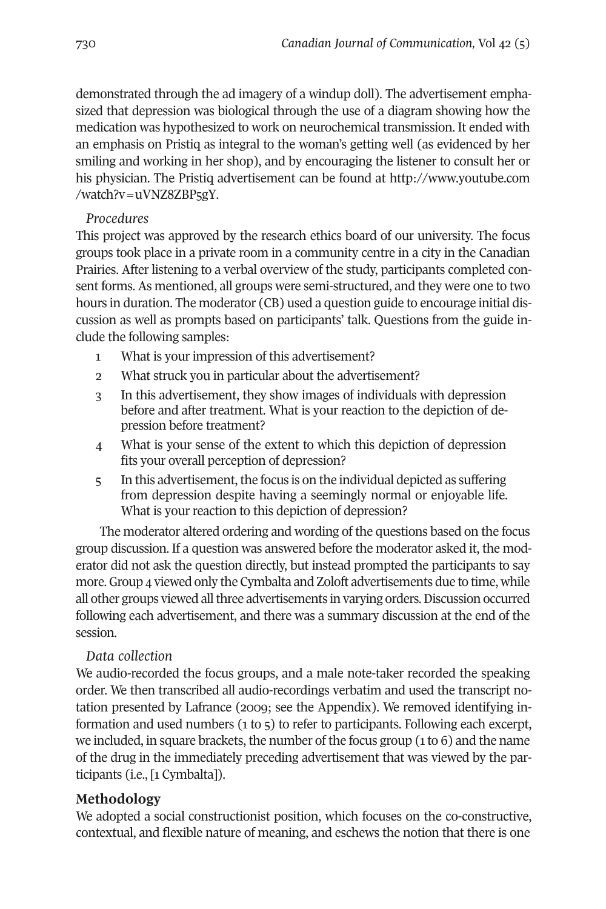demonstrated through the ad imagery of a windup doll). The advertisement emphasized that depression was biological through the use of a diagram showing how the medication was hypothesized to work on neurochemical transmission. It ended with an emphasis on Pristiq as integral to the woman's getting well (as evidenced by her smiling and working in her shop), and by encouraging the listener to consult her or his physician. The Pristiq advertisement can be found at http://www.youtube.com/watch?v=uVNZ8ZBP5gY.

*Procedures*

This project was approved by the research ethics board of our university. The focus groups took place in a private room in a community centre in a city in the Canadian Prairies. After listening to a verbal overview of the study, participants completed consent forms. As mentioned, all groups were semi-structured, and they were one to two hours in duration. The moderator (CB) used a question guide to encourage initial discussion as well as prompts based on participants' talk. Questions from the guide include the following samples:

1. What is your impression of this advertisement?
2. What struck you in particular about the advertisement?
3. In this advertisement, they show images of individuals with depression before and after treatment. What is your reaction to the depiction of depression before treatment?
4. What is your sense of the extent to which this depiction of depression fits your overall perception of depression?
5. In this advertisement, the focus is on the individual depicted as suffering from depression despite having a seemingly normal or enjoyable life. What is your reaction to this depiction of depression?

The moderator altered ordering and wording of the questions based on the focus group discussion. If a question was answered before the moderator asked it, the moderator did not ask the question directly, but instead prompted the participants to say more. Group 4 viewed only the Cymbalta and Zoloft advertisements due to time, while all other groups viewed all three advertisements in varying orders. Discussion occurred following each advertisement, and there was a summary discussion at the end of the session.

*Data collection*

We audio-recorded the focus groups, and a male note-taker recorded the speaking order. We then transcribed all audio-recordings verbatim and used the transcript notation presented by Lafrance (2009; see the Appendix). We removed identifying information and used numbers (1 to 5) to refer to participants. Following each excerpt, we included, in square brackets, the number of the focus group (1 to 6) and the name of the drug in the immediately preceding advertisement that was viewed by the participants (i.e., [1 Cymbalta]).

## Methodology

We adopted a social constructionist position, which focuses on the co-constructive, contextual, and flexible nature of meaning, and eschews the notion that there is one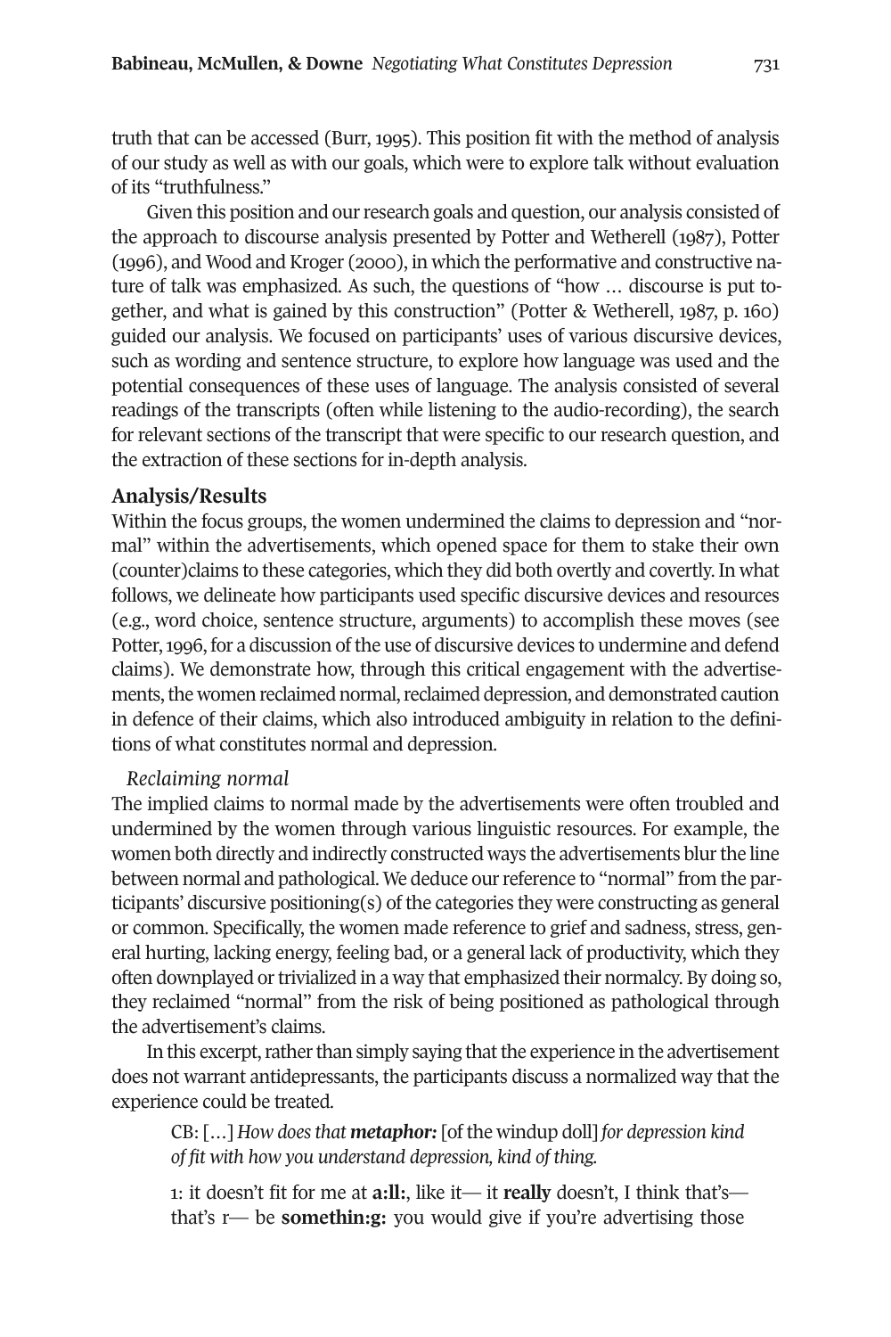truth that can be accessed (Burr, 1995). This position fit with the method of analysis of our study as well as with our goals, which were to explore talk without evaluation of its "truthfulness."

Given this position and our research goals and question, our analysis consisted of the approach to discourse analysis presented by Potter and Wetherell (1987), Potter (1996), and Wood and Kroger (2000), in which the performative and constructive nature of talk was emphasized. As such, the questions of "how … discourse is put together, and what is gained by this construction" (Potter & Wetherell, 1987, p. 160) guided our analysis. We focused on participants' uses of various discursive devices, such as wording and sentence structure, to explore how language was used and the potential consequences of these uses of language. The analysis consisted of several readings of the transcripts (often while listening to the audio-recording), the search for relevant sections of the transcript that were specific to our research question, and the extraction of these sections for in-depth analysis.

## Analysis/Results

Within the focus groups, the women undermined the claims to depression and "normal" within the advertisements, which opened space for them to stake their own (counter)claims to these categories, which they did both overtly and covertly. In what follows, we delineate how participants used specific discursive devices and resources (e.g., word choice, sentence structure, arguments) to accomplish these moves (see Potter, 1996, for a discussion of the use of discursive devices to undermine and defend claims). We demonstrate how, through this critical engagement with the advertisements, the women reclaimed normal, reclaimed depression, and demonstrated caution in defence of their claims, which also introduced ambiguity in relation to the definitions of what constitutes normal and depression.

### *Reclaiming normal*

The implied claims to normal made by the advertisements were often troubled and undermined by the women through various linguistic resources. For example, the women both directly and indirectly constructed ways the advertisements blur the line between normal and pathological. We deduce our reference to "normal" from the participants' discursive positioning(s) of the categories they were constructing as general or common. Specifically, the women made reference to grief and sadness, stress, general hurting, lacking energy, feeling bad, or a general lack of productivity, which they often downplayed or trivialized in a way that emphasized their normalcy. By doing so, they reclaimed "normal" from the risk of being positioned as pathological through the advertisement's claims.

In this excerpt, rather than simply saying that the experience in the advertisement does not warrant antidepressants, the participants discuss a normalized way that the experience could be treated.

> CB: […] *How does that* ***metaphor:*** [of the windup doll] *for depression kind of fit with how you understand depression, kind of thing.*
>
> 1: it doesn't fit for me at **a:ll:**, like it— it **really** doesn't, I think that's— that's r— be **somethin:g:** you would give if you're advertising those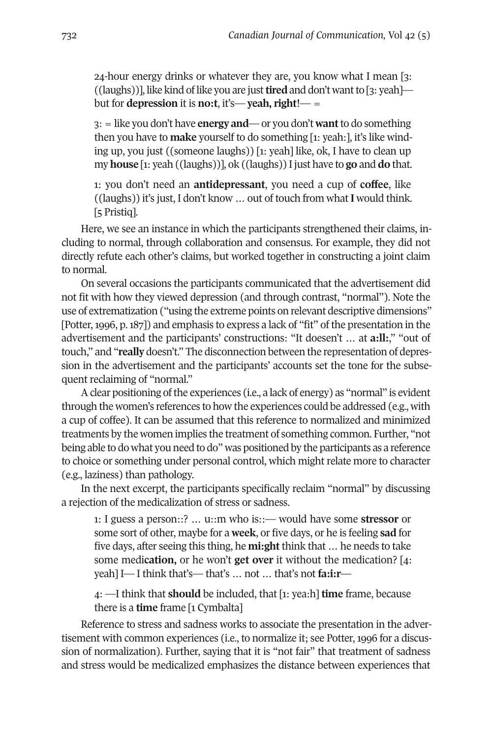> 24-hour energy drinks or whatever they are, you know what I mean [3: ((laughs))], like kind of like you are just **tired** and don't want to [3: yeah]— but for **depression** it is **no:t**, it's— **yeah, right**!— =
>
> 3: = like you don't have **energy and**— or you don't **want** to do something then you have to **make** yourself to do something [1: yeah:], it's like winding up, you just ((someone laughs)) [1: yeah] like, ok, I have to clean up my **house** [1: yeah ((laughs))], ok ((laughs)) I just have to **go** and **do** that.
>
> 1: you don't need an **antidepressant**, you need a cup of **coffee**, like ((laughs)) it's just, I don't know … out of touch from what **I** would think. [5 Pristiq].

Here, we see an instance in which the participants strengthened their claims, including to normal, through collaboration and consensus. For example, they did not directly refute each other's claims, but worked together in constructing a joint claim to normal.

On several occasions the participants communicated that the advertisement did not fit with how they viewed depression (and through contrast, "normal"). Note the use of extrematization ("using the extreme points on relevant descriptive dimensions" [Potter, 1996, p. 187]) and emphasis to express a lack of "fit" of the presentation in the advertisement and the participants' constructions: "It doesen't … at **a:ll:**," "out of touch," and "**really** doesn't." The disconnection between the representation of depression in the advertisement and the participants' accounts set the tone for the subsequent reclaiming of "normal."

A clear positioning of the experiences (i.e., a lack of energy) as "normal" is evident through the women's references to how the experiences could be addressed (e.g., with a cup of coffee). It can be assumed that this reference to normalized and minimized treatments by the women implies the treatment of something common. Further, "not being able to do what you need to do" was positioned by the participants as a reference to choice or something under personal control, which might relate more to character (e.g., laziness) than pathology.

In the next excerpt, the participants specifically reclaim "normal" by discussing a rejection of the medicalization of stress or sadness.

> 1: I guess a person::? … u::m who is::— would have some **stressor** or some sort of other, maybe for a **week**, or five days, or he is feeling **sad** for five days, after seeing this thing, he **mi:ght** think that … he needs to take some medi**cation,** or he won't **get over** it without the medication? [4: yeah] I— I think that's— that's … not … that's not **fa:i:r**—
>
> 4: —I think that **should** be included, that [1: yea:h] **time** frame, because there is a **time** frame [1 Cymbalta]

Reference to stress and sadness works to associate the presentation in the advertisement with common experiences (i.e., to normalize it; see Potter, 1996 for a discussion of normalization). Further, saying that it is "not fair" that treatment of sadness and stress would be medicalized emphasizes the distance between experiences that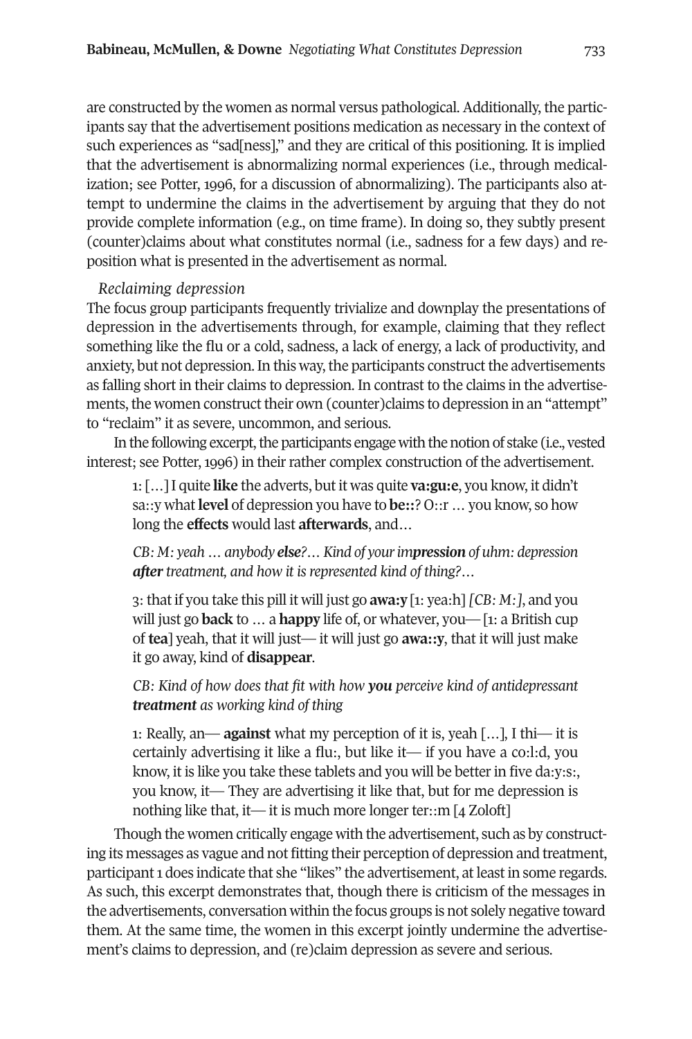are constructed by the women as normal versus pathological. Additionally, the participants say that the advertisement positions medication as necessary in the context of such experiences as "sad[ness]," and they are critical of this positioning. It is implied that the advertisement is abnormalizing normal experiences (i.e., through medicalization; see Potter, 1996, for a discussion of abnormalizing). The participants also attempt to undermine the claims in the advertisement by arguing that they do not provide complete information (e.g., on time frame). In doing so, they subtly present (counter)claims about what constitutes normal (i.e., sadness for a few days) and reposition what is presented in the advertisement as normal.

*Reclaiming depression*

The focus group participants frequently trivialize and downplay the presentations of depression in the advertisements through, for example, claiming that they reflect something like the flu or a cold, sadness, a lack of energy, a lack of productivity, and anxiety, but not depression. In this way, the participants construct the advertisements as falling short in their claims to depression. In contrast to the claims in the advertisements, the women construct their own (counter)claims to depression in an "attempt" to "reclaim" it as severe, uncommon, and serious.

In the following excerpt, the participants engage with the notion of stake (i.e., vested interest; see Potter, 1996) in their rather complex construction of the advertisement.

> 1: [...] I quite **like** the adverts, but it was quite **va:gu:e**, you know, it didn't sa::y what **level** of depression you have to **be::**? O::r ... you know, so how long the **effects** would last **afterwards**, and...
>
> *CB: M: yeah ... anybody **else**?... Kind of your im**pression** of uhm: depression **after** treatment, and how it is represented kind of thing?...*
>
> 3: that if you take this pill it will just go **awa:y** [1: yea:h] *[CB: M:]*, and you will just go **back** to ... a **happy** life of, or whatever, you— [1: a British cup of **tea**] yeah, that it will just— it will just go **awa::y**, that it will just make it go away, kind of **disappear**.
>
> *CB: Kind of how does that fit with how **you** perceive kind of antidepressant **treatment** as working kind of thing*
>
> 1: Really, an— **against** what my perception of it is, yeah [...], I thi— it is certainly advertising it like a flu:, but like it— if you have a co:l:d, you know, it is like you take these tablets and you will be better in five da:y:s:, you know, it— They are advertising it like that, but for me depression is nothing like that, it— it is much more longer ter::m [4 Zoloft]

Though the women critically engage with the advertisement, such as by constructing its messages as vague and not fitting their perception of depression and treatment, participant 1 does indicate that she "likes" the advertisement, at least in some regards. As such, this excerpt demonstrates that, though there is criticism of the messages in the advertisements, conversation within the focus groups is not solely negative toward them. At the same time, the women in this excerpt jointly undermine the advertisement's claims to depression, and (re)claim depression as severe and serious.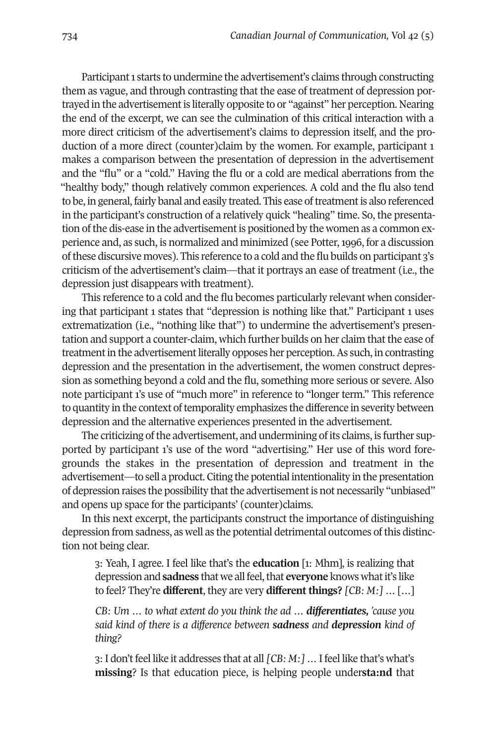Participant 1 starts to undermine the advertisement's claims through constructing them as vague, and through contrasting that the ease of treatment of depression portrayed in the advertisement is literally opposite to or "against" her perception. Nearing the end of the excerpt, we can see the culmination of this critical interaction with a more direct criticism of the advertisement's claims to depression itself, and the production of a more direct (counter)claim by the women. For example, participant 1 makes a comparison between the presentation of depression in the advertisement and the "flu" or a "cold." Having the flu or a cold are medical aberrations from the "healthy body," though relatively common experiences. A cold and the flu also tend to be, in general, fairly banal and easily treated. This ease of treatment is also referenced in the participant's construction of a relatively quick "healing" time. So, the presentation of the dis-ease in the advertisement is positioned by the women as a common experience and, as such, is normalized and minimized (see Potter, 1996, for a discussion of these discursive moves). This reference to a cold and the flu builds on participant 3's criticism of the advertisement's claim—that it portrays an ease of treatment (i.e., the depression just disappears with treatment).

This reference to a cold and the flu becomes particularly relevant when considering that participant 1 states that "depression is nothing like that." Participant 1 uses extrematization (i.e., "nothing like that") to undermine the advertisement's presentation and support a counter-claim, which further builds on her claim that the ease of treatment in the advertisement literally opposes her perception. As such, in contrasting depression and the presentation in the advertisement, the women construct depression as something beyond a cold and the flu, something more serious or severe. Also note participant 1's use of "much more" in reference to "longer term." This reference to quantity in the context of temporality emphasizes the difference in severity between depression and the alternative experiences presented in the advertisement.

The criticizing of the advertisement, and undermining of its claims, is further supported by participant 1's use of the word "advertising." Her use of this word foregrounds the stakes in the presentation of depression and treatment in the advertisement—to sell a product. Citing the potential intentionality in the presentation of depression raises the possibility that the advertisement is not necessarily "unbiased" and opens up space for the participants' (counter)claims.

In this next excerpt, the participants construct the importance of distinguishing depression from sadness, as well as the potential detrimental outcomes of this distinction not being clear.

> 3: Yeah, I agree. I feel like that's the **education** [1: Mhm], is realizing that depression and **sadness** that we all feel, that **everyone** knows what it's like to feel? They're **different**, they are very **different things?** *[CB: M:]* … […]
>
> *CB: Um … to what extent do you think the ad … **differentiates,** 'cause you said kind of there is a difference between **sadness** and **depression** kind of thing?*
>
> 3: I don't feel like it addresses that at all *[CB: M:]* … I feel like that's what's **missing**? Is that education piece, is helping people under**sta:nd** that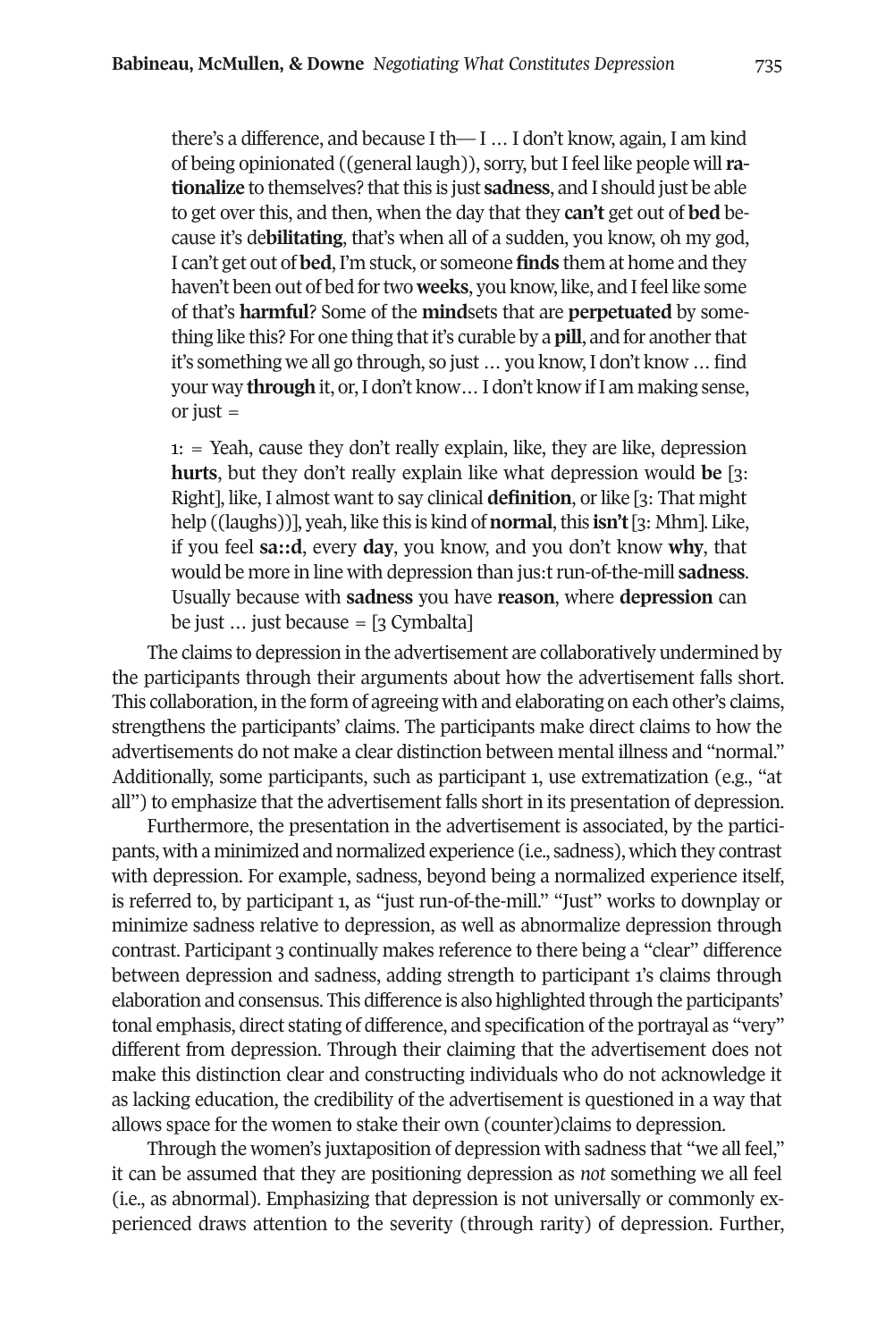> there's a difference, and because I th— I … I don't know, again, I am kind of being opinionated ((general laugh)), sorry, but I feel like people will **rationalize** to themselves? that this is just **sadness**, and I should just be able to get over this, and then, when the day that they **can't** get out of **bed** because it's de**bilitating**, that's when all of a sudden, you know, oh my god, I can't get out of **bed**, I'm stuck, or someone **finds** them at home and they haven't been out of bed for two **weeks**, you know, like, and I feel like some of that's **harmful**? Some of the **mind**sets that are **perpetuated** by something like this? For one thing that it's curable by a **pill**, and for another that it's something we all go through, so just … you know, I don't know … find your way **through** it, or, I don't know… I don't know if I am making sense, or just =
>
> 1: = Yeah, cause they don't really explain, like, they are like, depression **hurts**, but they don't really explain like what depression would **be** [3: Right], like, I almost want to say clinical **definition**, or like [3: That might help ((laughs))], yeah, like this is kind of **normal**, this **isn't** [3: Mhm]. Like, if you feel **sa::d**, every **day**, you know, and you don't know **why**, that would be more in line with depression than jus:t run-of-the-mill **sadness**. Usually because with **sadness** you have **reason**, where **depression** can be just … just because = [3 Cymbalta]

The claims to depression in the advertisement are collaboratively undermined by the participants through their arguments about how the advertisement falls short. This collaboration, in the form of agreeing with and elaborating on each other's claims, strengthens the participants' claims. The participants make direct claims to how the advertisements do not make a clear distinction between mental illness and "normal." Additionally, some participants, such as participant 1, use extrematization (e.g., "at all") to emphasize that the advertisement falls short in its presentation of depression.

Furthermore, the presentation in the advertisement is associated, by the participants, with a minimized and normalized experience (i.e., sadness), which they contrast with depression. For example, sadness, beyond being a normalized experience itself, is referred to, by participant 1, as "just run-of-the-mill." "Just" works to downplay or minimize sadness relative to depression, as well as abnormalize depression through contrast. Participant 3 continually makes reference to there being a "clear" difference between depression and sadness, adding strength to participant 1's claims through elaboration and consensus. This difference is also highlighted through the participants' tonal emphasis, direct stating of difference, and specification of the portrayal as "very" different from depression. Through their claiming that the advertisement does not make this distinction clear and constructing individuals who do not acknowledge it as lacking education, the credibility of the advertisement is questioned in a way that allows space for the women to stake their own (counter)claims to depression.

Through the women's juxtaposition of depression with sadness that "we all feel," it can be assumed that they are positioning depression as *not* something we all feel (i.e., as abnormal). Emphasizing that depression is not universally or commonly experienced draws attention to the severity (through rarity) of depression. Further,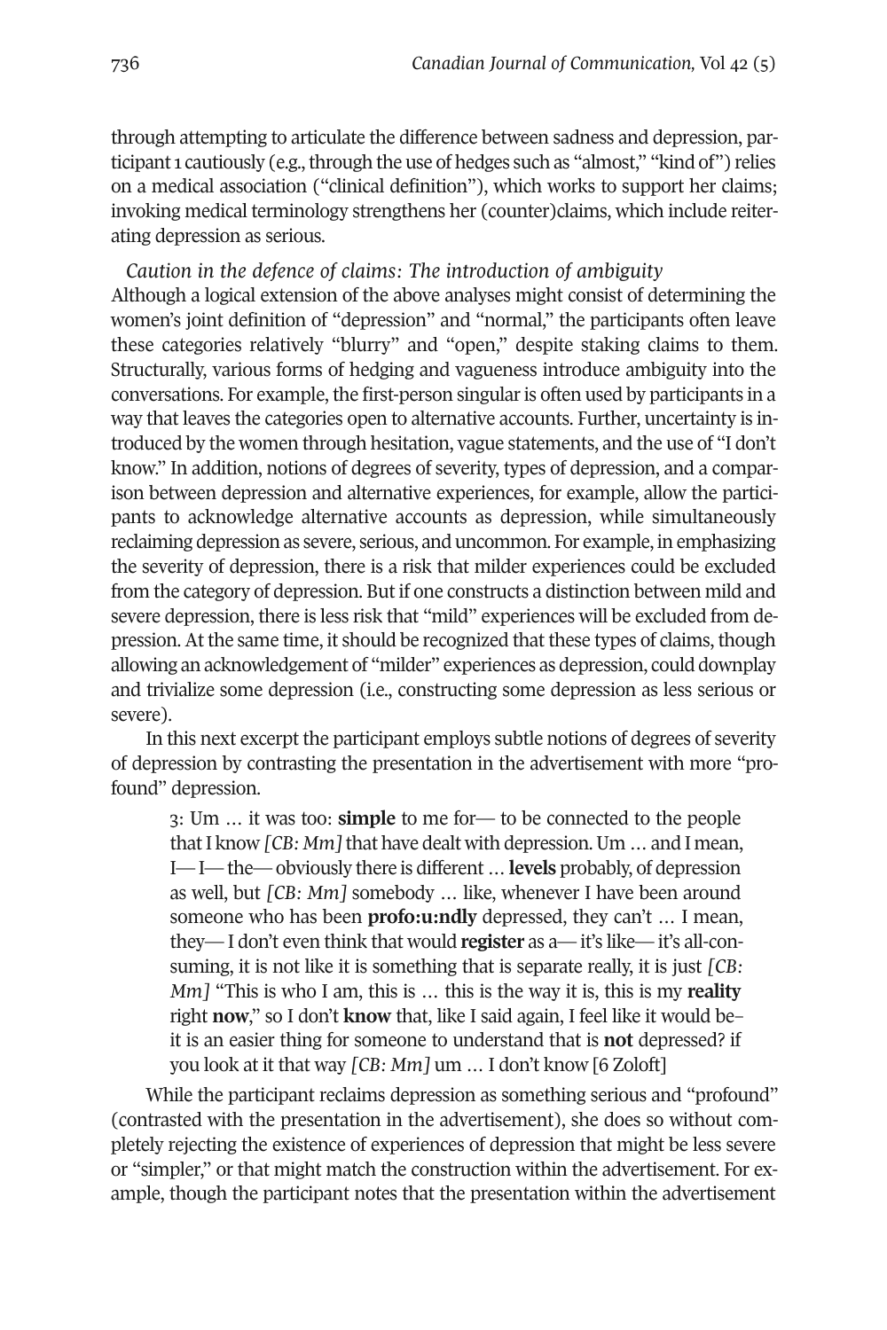through attempting to articulate the difference between sadness and depression, participant 1 cautiously (e.g., through the use of hedges such as "almost," "kind of") relies on a medical association ("clinical definition"), which works to support her claims; invoking medical terminology strengthens her (counter)claims, which include reiterating depression as serious.

*Caution in the defence of claims: The introduction of ambiguity*

Although a logical extension of the above analyses might consist of determining the women's joint definition of "depression" and "normal," the participants often leave these categories relatively "blurry" and "open," despite staking claims to them. Structurally, various forms of hedging and vagueness introduce ambiguity into the conversations. For example, the first-person singular is often used by participants in a way that leaves the categories open to alternative accounts. Further, uncertainty is introduced by the women through hesitation, vague statements, and the use of "I don't know." In addition, notions of degrees of severity, types of depression, and a comparison between depression and alternative experiences, for example, allow the participants to acknowledge alternative accounts as depression, while simultaneously reclaiming depression as severe, serious, and uncommon. For example, in emphasizing the severity of depression, there is a risk that milder experiences could be excluded from the category of depression. But if one constructs a distinction between mild and severe depression, there is less risk that "mild" experiences will be excluded from depression. At the same time, it should be recognized that these types of claims, though allowing an acknowledgement of "milder" experiences as depression, could downplay and trivialize some depression (i.e., constructing some depression as less serious or severe).

In this next excerpt the participant employs subtle notions of degrees of severity of depression by contrasting the presentation in the advertisement with more "profound" depression.

> 3: Um … it was too: **simple** to me for— to be connected to the people that I know *[CB: Mm]* that have dealt with depression. Um … and I mean, I— I— the— obviously there is different … **levels** probably, of depression as well, but *[CB: Mm]* somebody … like, whenever I have been around someone who has been **profo:u:ndly** depressed, they can't … I mean, they— I don't even think that would **register** as a— it's like— it's all-consuming, it is not like it is something that is separate really, it is just *[CB: Mm]* "This is who I am, this is … this is the way it is, this is my **reality** right **now**," so I don't **know** that, like I said again, I feel like it would be– it is an easier thing for someone to understand that is **not** depressed? if you look at it that way *[CB: Mm]* um … I don't know [6 Zoloft]

While the participant reclaims depression as something serious and "profound" (contrasted with the presentation in the advertisement), she does so without completely rejecting the existence of experiences of depression that might be less severe or "simpler," or that might match the construction within the advertisement. For example, though the participant notes that the presentation within the advertisement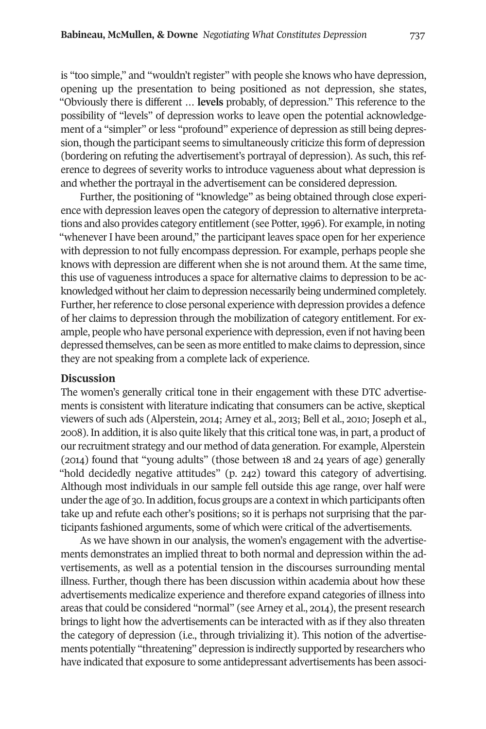is "too simple," and "wouldn't register" with people she knows who have depression, opening up the presentation to being positioned as not depression, she states, "Obviously there is different … **levels** probably, of depression." This reference to the possibility of "levels" of depression works to leave open the potential acknowledgement of a "simpler" or less "profound" experience of depression as still being depression, though the participant seems to simultaneously criticize this form of depression (bordering on refuting the advertisement's portrayal of depression). As such, this reference to degrees of severity works to introduce vagueness about what depression is and whether the portrayal in the advertisement can be considered depression.

Further, the positioning of "knowledge" as being obtained through close experience with depression leaves open the category of depression to alternative interpretations and also provides category entitlement (see Potter, 1996). For example, in noting "whenever I have been around," the participant leaves space open for her experience with depression to not fully encompass depression. For example, perhaps people she knows with depression are different when she is not around them. At the same time, this use of vagueness introduces a space for alternative claims to depression to be acknowledged without her claim to depression necessarily being undermined completely. Further, her reference to close personal experience with depression provides a defence of her claims to depression through the mobilization of category entitlement. For example, people who have personal experience with depression, even if not having been depressed themselves, can be seen as more entitled to make claims to depression, since they are not speaking from a complete lack of experience.

## Discussion

The women's generally critical tone in their engagement with these DTC advertisements is consistent with literature indicating that consumers can be active, skeptical viewers of such ads (Alperstein, 2014; Arney et al., 2013; Bell et al., 2010; Joseph et al., 2008). In addition, it is also quite likely that this critical tone was, in part, a product of our recruitment strategy and our method of data generation. For example, Alperstein (2014) found that "young adults" (those between 18 and 24 years of age) generally "hold decidedly negative attitudes" (p. 242) toward this category of advertising. Although most individuals in our sample fell outside this age range, over half were under the age of 30. In addition, focus groups are a context in which participants often take up and refute each other's positions; so it is perhaps not surprising that the participants fashioned arguments, some of which were critical of the advertisements.

As we have shown in our analysis, the women's engagement with the advertisements demonstrates an implied threat to both normal and depression within the advertisements, as well as a potential tension in the discourses surrounding mental illness. Further, though there has been discussion within academia about how these advertisements medicalize experience and therefore expand categories of illness into areas that could be considered "normal" (see Arney et al., 2014), the present research brings to light how the advertisements can be interacted with as if they also threaten the category of depression (i.e., through trivializing it). This notion of the advertisements potentially "threatening" depression is indirectly supported by researchers who have indicated that exposure to some antidepressant advertisements has been associ-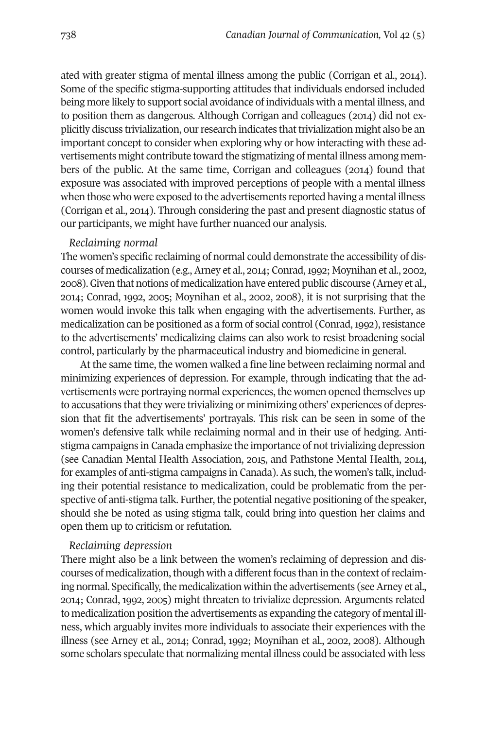ated with greater stigma of mental illness among the public (Corrigan et al., 2014). Some of the specific stigma-supporting attitudes that individuals endorsed included being more likely to support social avoidance of individuals with a mental illness, and to position them as dangerous. Although Corrigan and colleagues (2014) did not explicitly discuss trivialization, our research indicates that trivialization might also be an important concept to consider when exploring why or how interacting with these advertisements might contribute toward the stigmatizing of mental illness among members of the public. At the same time, Corrigan and colleagues (2014) found that exposure was associated with improved perceptions of people with a mental illness when those who were exposed to the advertisements reported having a mental illness (Corrigan et al., 2014). Through considering the past and present diagnostic status of our participants, we might have further nuanced our analysis.

*Reclaiming normal*

The women's specific reclaiming of normal could demonstrate the accessibility of discourses of medicalization (e.g., Arney et al., 2014; Conrad, 1992; Moynihan et al., 2002, 2008). Given that notions of medicalization have entered public discourse (Arney et al., 2014; Conrad, 1992, 2005; Moynihan et al., 2002, 2008), it is not surprising that the women would invoke this talk when engaging with the advertisements. Further, as medicalization can be positioned as a form of social control (Conrad, 1992), resistance to the advertisements' medicalizing claims can also work to resist broadening social control, particularly by the pharmaceutical industry and biomedicine in general.

At the same time, the women walked a fine line between reclaiming normal and minimizing experiences of depression. For example, through indicating that the advertisements were portraying normal experiences, the women opened themselves up to accusations that they were trivializing or minimizing others' experiences of depression that fit the advertisements' portrayals. This risk can be seen in some of the women's defensive talk while reclaiming normal and in their use of hedging. Anti-stigma campaigns in Canada emphasize the importance of not trivializing depression (see Canadian Mental Health Association, 2015, and Pathstone Mental Health, 2014, for examples of anti-stigma campaigns in Canada). As such, the women's talk, including their potential resistance to medicalization, could be problematic from the perspective of anti-stigma talk. Further, the potential negative positioning of the speaker, should she be noted as using stigma talk, could bring into question her claims and open them up to criticism or refutation.

*Reclaiming depression*

There might also be a link between the women's reclaiming of depression and discourses of medicalization, though with a different focus than in the context of reclaiming normal. Specifically, the medicalization within the advertisements (see Arney et al., 2014; Conrad, 1992, 2005) might threaten to trivialize depression. Arguments related to medicalization position the advertisements as expanding the category of mental illness, which arguably invites more individuals to associate their experiences with the illness (see Arney et al., 2014; Conrad, 1992; Moynihan et al., 2002, 2008). Although some scholars speculate that normalizing mental illness could be associated with less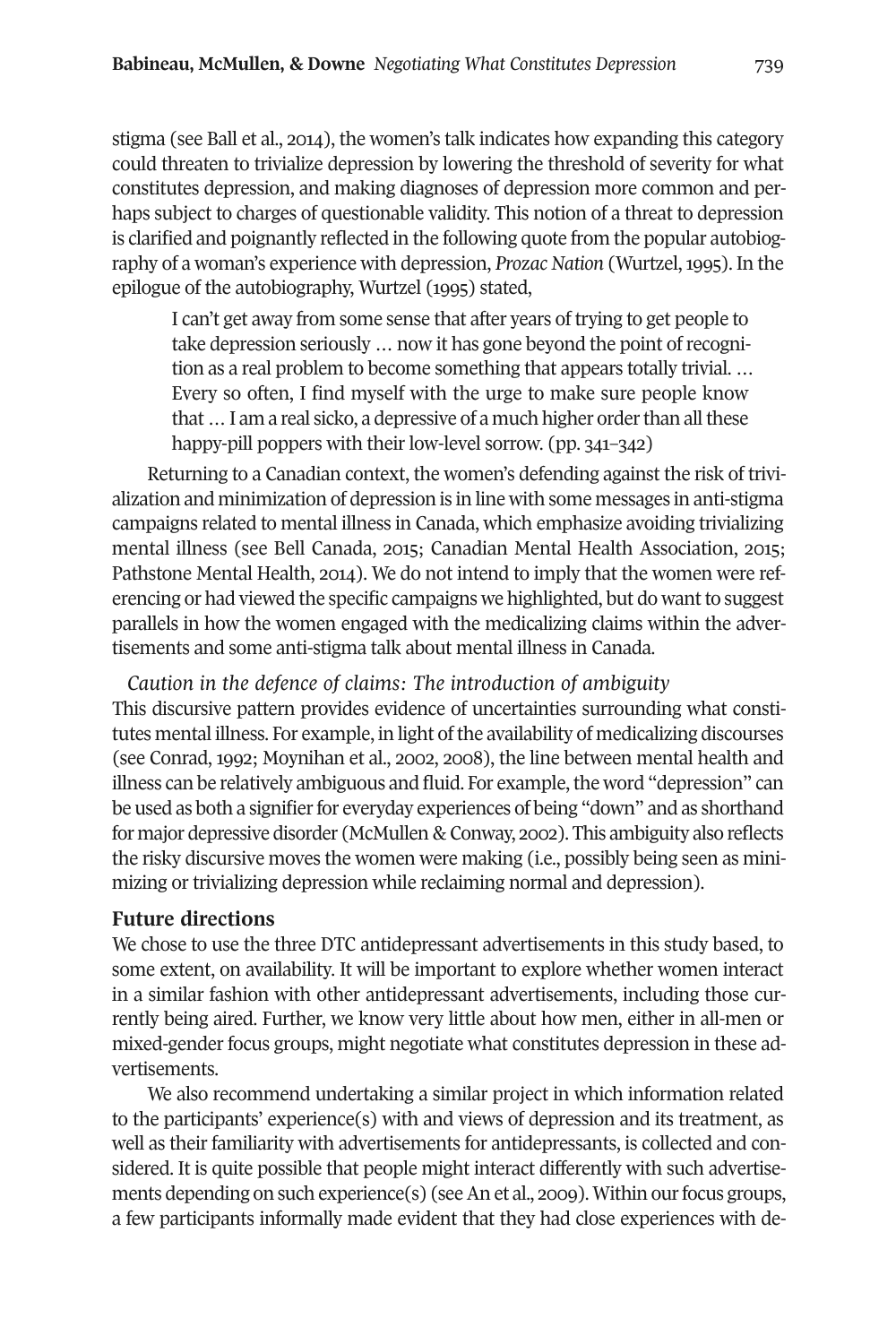stigma (see Ball et al., 2014), the women's talk indicates how expanding this category could threaten to trivialize depression by lowering the threshold of severity for what constitutes depression, and making diagnoses of depression more common and perhaps subject to charges of questionable validity. This notion of a threat to depression is clarified and poignantly reflected in the following quote from the popular autobiography of a woman's experience with depression, *Prozac Nation* (Wurtzel, 1995). In the epilogue of the autobiography, Wurtzel (1995) stated,

> I can't get away from some sense that after years of trying to get people to take depression seriously … now it has gone beyond the point of recognition as a real problem to become something that appears totally trivial. … Every so often, I find myself with the urge to make sure people know that … I am a real sicko, a depressive of a much higher order than all these happy-pill poppers with their low-level sorrow. (pp. 341–342)

Returning to a Canadian context, the women's defending against the risk of trivialization and minimization of depression is in line with some messages in anti-stigma campaigns related to mental illness in Canada, which emphasize avoiding trivializing mental illness (see Bell Canada, 2015; Canadian Mental Health Association, 2015; Pathstone Mental Health, 2014). We do not intend to imply that the women were referencing or had viewed the specific campaigns we highlighted, but do want to suggest parallels in how the women engaged with the medicalizing claims within the advertisements and some anti-stigma talk about mental illness in Canada.

*Caution in the defence of claims: The introduction of ambiguity*

This discursive pattern provides evidence of uncertainties surrounding what constitutes mental illness. For example, in light of the availability of medicalizing discourses (see Conrad, 1992; Moynihan et al., 2002, 2008), the line between mental health and illness can be relatively ambiguous and fluid. For example, the word "depression" can be used as both a signifier for everyday experiences of being "down" and as shorthand for major depressive disorder (McMullen & Conway, 2002). This ambiguity also reflects the risky discursive moves the women were making (i.e., possibly being seen as minimizing or trivializing depression while reclaiming normal and depression).

### Future directions

We chose to use the three DTC antidepressant advertisements in this study based, to some extent, on availability. It will be important to explore whether women interact in a similar fashion with other antidepressant advertisements, including those currently being aired. Further, we know very little about how men, either in all-men or mixed-gender focus groups, might negotiate what constitutes depression in these advertisements.

We also recommend undertaking a similar project in which information related to the participants' experience(s) with and views of depression and its treatment, as well as their familiarity with advertisements for antidepressants, is collected and considered. It is quite possible that people might interact differently with such advertisements depending on such experience(s) (see An et al., 2009). Within our focus groups, a few participants informally made evident that they had close experiences with de-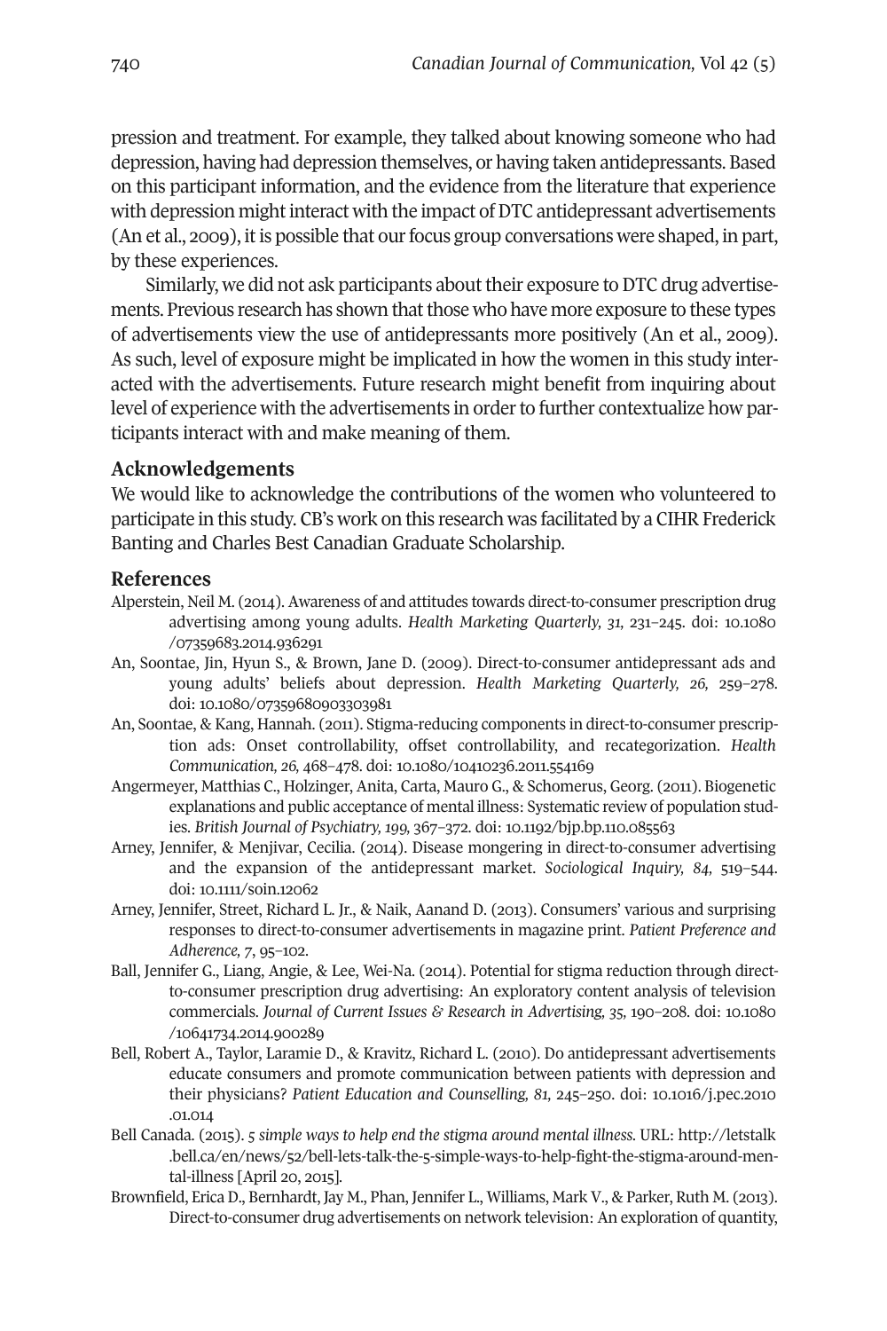pression and treatment. For example, they talked about knowing someone who had depression, having had depression themselves, or having taken antidepressants. Based on this participant information, and the evidence from the literature that experience with depression might interact with the impact of DTC antidepressant advertisements (An et al., 2009), it is possible that our focus group conversations were shaped, in part, by these experiences.

Similarly, we did not ask participants about their exposure to DTC drug advertisements. Previous research has shown that those who have more exposure to these types of advertisements view the use of antidepressants more positively (An et al., 2009). As such, level of exposure might be implicated in how the women in this study interacted with the advertisements. Future research might benefit from inquiring about level of experience with the advertisements in order to further contextualize how participants interact with and make meaning of them.

## Acknowledgements

We would like to acknowledge the contributions of the women who volunteered to participate in this study. CB's work on this research was facilitated by a CIHR Frederick Banting and Charles Best Canadian Graduate Scholarship.

## References

Alperstein, Neil M. (2014). Awareness of and attitudes towards direct-to-consumer prescription drug advertising among young adults. *Health Marketing Quarterly, 31,* 231–245. doi: 10.1080/07359683.2014.936291

An, Soontae, Jin, Hyun S., & Brown, Jane D. (2009). Direct-to-consumer antidepressant ads and young adults' beliefs about depression. *Health Marketing Quarterly, 26,* 259–278. doi: 10.1080/07359680903303981

An, Soontae, & Kang, Hannah. (2011). Stigma-reducing components in direct-to-consumer prescription ads: Onset controllability, offset controllability, and recategorization. *Health Communication, 26,* 468–478. doi: 10.1080/10410236.2011.554169

Angermeyer, Matthias C., Holzinger, Anita, Carta, Mauro G., & Schomerus, Georg. (2011). Biogenetic explanations and public acceptance of mental illness: Systematic review of population studies. *British Journal of Psychiatry, 199,* 367–372. doi: 10.1192/bjp.bp.110.085563

Arney, Jennifer, & Menjivar, Cecilia. (2014). Disease mongering in direct-to-consumer advertising and the expansion of the antidepressant market. *Sociological Inquiry, 84,* 519–544. doi: 10.1111/soin.12062

Arney, Jennifer, Street, Richard L. Jr., & Naik, Aanand D. (2013). Consumers' various and surprising responses to direct-to-consumer advertisements in magazine print. *Patient Preference and Adherence, 7*, 95–102.

Ball, Jennifer G., Liang, Angie, & Lee, Wei-Na. (2014). Potential for stigma reduction through direct-to-consumer prescription drug advertising: An exploratory content analysis of television commercials. *Journal of Current Issues & Research in Advertising, 35,* 190–208. doi: 10.1080/10641734.2014.900289

Bell, Robert A., Taylor, Laramie D., & Kravitz, Richard L. (2010). Do antidepressant advertisements educate consumers and promote communication between patients with depression and their physicians? *Patient Education and Counselling, 81,* 245–250. doi: 10.1016/j.pec.2010.01.014

Bell Canada. (2015). *5 simple ways to help end the stigma around mental illness.* URL: http://letstalk.bell.ca/en/news/52/bell-lets-talk-the-5-simple-ways-to-help-fight-the-stigma-around-mental-illness [April 20, 2015].

Brownfield, Erica D., Bernhardt, Jay M., Phan, Jennifer L., Williams, Mark V., & Parker, Ruth M. (2013). Direct-to-consumer drug advertisements on network television: An exploration of quantity,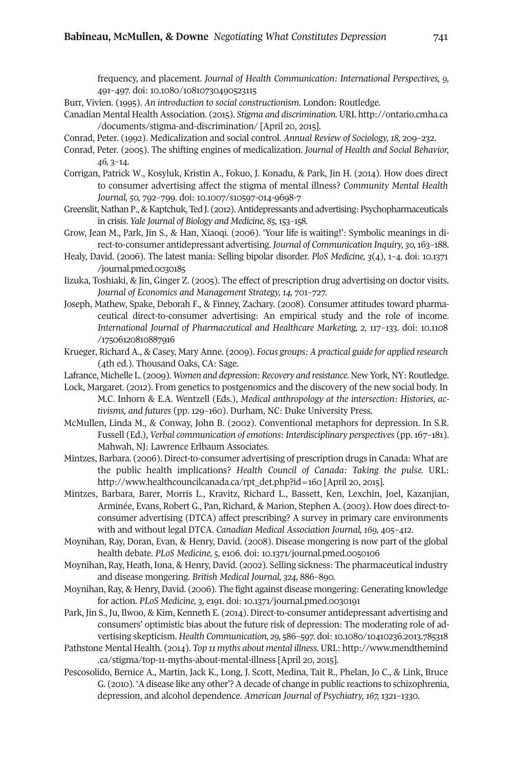frequency, and placement. *Journal of Health Communication: International Perspectives, 9,* 491–497. doi: 10.1080/10810730490523115

Burr, Vivien. (1995). *An introduction to social constructionism*. London: Routledge.

Canadian Mental Health Association. (2015). *Stigma and discrimination.* URL http://ontario.cmha.ca/documents/stigma-and-discrimination/ [April 20, 2015].

Conrad, Peter. (1992). Medicalization and social control. *Annual Review of Sociology, 18,* 209–232.

Conrad, Peter. (2005). The shifting engines of medicalization. *Journal of Health and Social Behavior, 46,* 3–14.

Corrigan, Patrick W., Kosyluk, Kristin A., Fokuo, J. Konadu, & Park, Jin H. (2014). How does direct to consumer advertising affect the stigma of mental illness? *Community Mental Health Journal, 50,* 792–799. doi: 10.1007/s10597-014-9698-7

Greenslit, Nathan P., & Kaptchuk, Ted J. (2012). Antidepressants and advertising: Psychopharmaceuticals in crisis. *Yale Journal of Biology and Medicine, 85,* 153–158.

Grow, Jean M., Park, Jin S., & Han, Xiaoqi. (2006). 'Your life is waiting!': Symbolic meanings in direct-to-consumer antidepressant advertising. *Journal of Communication Inquiry, 30,* 163–188.

Healy, David. (2006). The latest mania: Selling bipolar disorder. *PloS Medicine, 3*(4), 1–4. doi: 10.1371/journal.pmed.0030185

Iizuka, Toshiaki, & Jin, Ginger Z. (2005). The effect of prescription drug advertising on doctor visits. *Journal of Economics and Management Strategy, 14,* 701–727.

Joseph, Mathew, Spake, Deborah F., & Finney, Zachary. (2008). Consumer attitudes toward pharmaceutical direct-to-consumer advertising: An empirical study and the role of income. *International Journal of Pharmaceutical and Healthcare Marketing, 2,* 117–133. doi: 10.1108/17506120810887916

Krueger, Richard A., & Casey, Mary Anne. (2009). *Focus groups: A practical guide for applied research* (4th ed.). Thousand Oaks, CA: Sage.

Lafrance, Michelle L. (2009). *Women and depression: Recovery and resistance*. New York, NY: Routledge.

Lock, Margaret. (2012). From genetics to postgenomics and the discovery of the new social body. In M.C. Inhorn & E.A. Wentzell (Eds.), *Medical anthropology at the intersection: Histories, activisms, and futures* (pp. 129–160). Durham, NC: Duke University Press.

McMullen, Linda M., & Conway, John B. (2002). Conventional metaphors for depression. In S.R. Fussell (Ed.), *Verbal communication of emotions: Interdisciplinary perspectives* (pp. 167–181). Mahwah, NJ: Lawrence Erlbaum Associates.

Mintzes, Barbara. (2006). Direct-to-consumer advertising of prescription drugs in Canada: What are the public health implications? *Health Council of Canada: Taking the pulse.* URL: http://www.healthcouncilcanada.ca/rpt_det.php?id=160 [April 20, 2015].

Mintzes, Barbara, Barer, Morris L., Kravitz, Richard L., Bassett, Ken, Lexchin, Joel, Kazanjian, Arminée, Evans, Robert G., Pan, Richard, & Marion, Stephen A. (2003). How does direct-to-consumer advertising (DTCA) affect prescribing? A survey in primary care environments with and without legal DTCA. *Canadian Medical Association Journal, 169,* 405–412.

Moynihan, Ray, Doran, Evan, & Henry, David. (2008). Disease mongering is now part of the global health debate. *PLoS Medicine, 5,* e106. doi: 10.1371/journal.pmed.0050106

Moynihan, Ray, Heath, Iona, & Henry, David. (2002). Selling sickness: The pharmaceutical industry and disease mongering. *British Medical Journal, 324,* 886–890.

Moynihan, Ray, & Henry, David. (2006). The fight against disease mongering: Generating knowledge for action. *PLoS Medicine, 3,* e191. doi: 10.1371/journal.pmed.0030191

Park, Jin S., Ju, Ilwoo, & Kim, Kenneth E. (2014). Direct-to-consumer antidepressant advertising and consumers' optimistic bias about the future risk of depression: The moderating role of advertising skepticism. *Health Communication, 29,* 586–597. doi: 10.1080/10410236.2013.785318

Pathstone Mental Health. (2014). *Top 11 myths about mental illness.* URL: http://www.mendthemind.ca/stigma/top-11-myths-about-mental-illness [April 20, 2015].

Pescosolido, Bernice A., Martin, Jack K., Long, J. Scott, Medina, Tait R., Phelan, Jo C., & Link, Bruce G. (2010). 'A disease like any other'? A decade of change in public reactions to schizophrenia, depression, and alcohol dependence. *American Journal of Psychiatry, 167,* 1321–1330.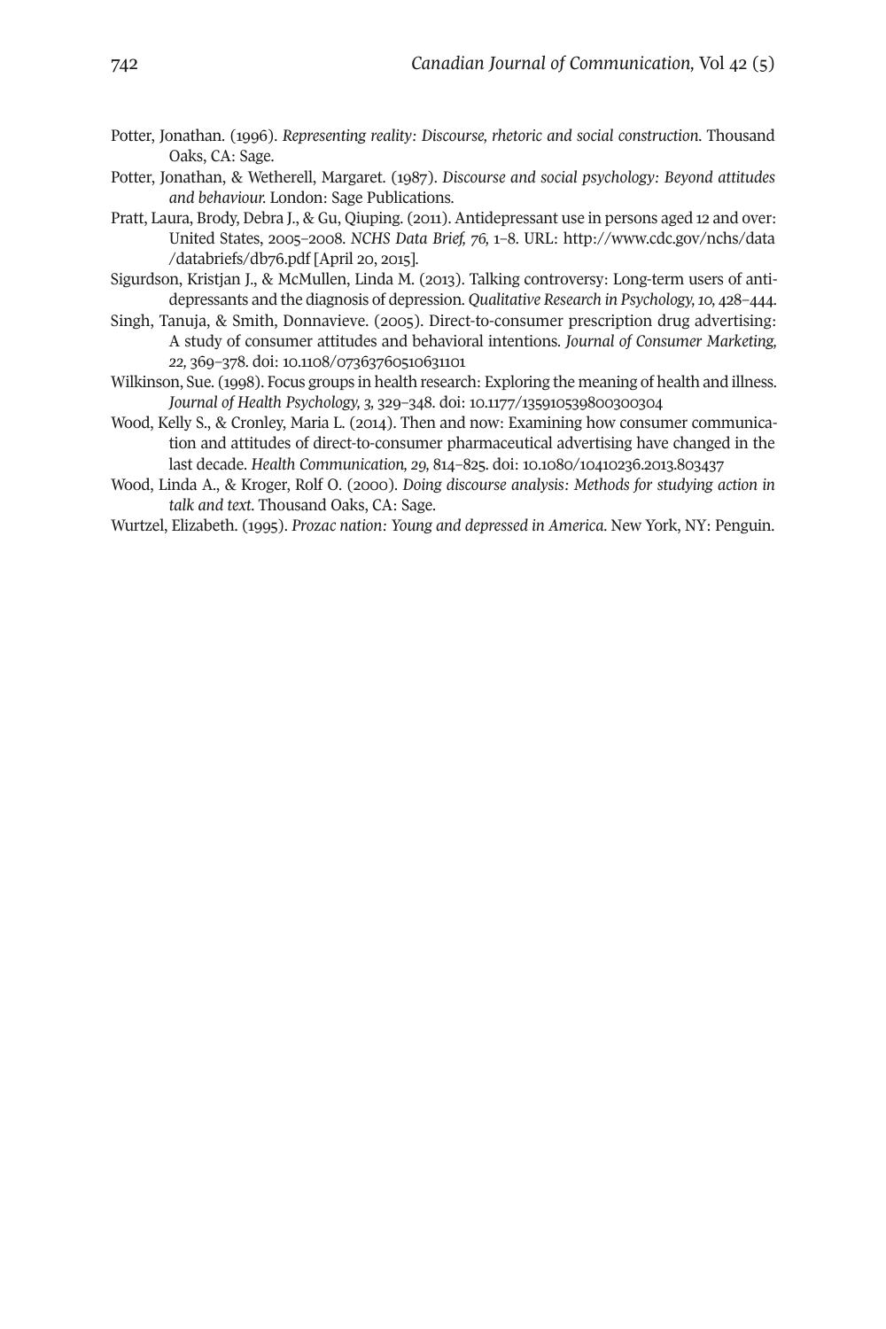Potter, Jonathan. (1996). *Representing reality: Discourse, rhetoric and social construction.* Thousand Oaks, CA: Sage.

Potter, Jonathan, & Wetherell, Margaret. (1987). *Discourse and social psychology: Beyond attitudes and behaviour.* London: Sage Publications.

Pratt, Laura, Brody, Debra J., & Gu, Qiuping. (2011). Antidepressant use in persons aged 12 and over: United States, 2005–2008. *NCHS Data Brief, 76,* 1–8. URL: http://www.cdc.gov/nchs/data/databriefs/db76.pdf [April 20, 2015].

Sigurdson, Kristjan J., & McMullen, Linda M. (2013). Talking controversy: Long-term users of antidepressants and the diagnosis of depression. *Qualitative Research in Psychology, 10,* 428–444.

Singh, Tanuja, & Smith, Donnavieve. (2005). Direct-to-consumer prescription drug advertising: A study of consumer attitudes and behavioral intentions. *Journal of Consumer Marketing, 22,* 369–378. doi: 10.1108/07363760510631101

Wilkinson, Sue. (1998). Focus groups in health research: Exploring the meaning of health and illness. *Journal of Health Psychology, 3,* 329–348. doi: 10.1177/135910539800300304

Wood, Kelly S., & Cronley, Maria L. (2014). Then and now: Examining how consumer communication and attitudes of direct-to-consumer pharmaceutical advertising have changed in the last decade. *Health Communication, 29,* 814–825. doi: 10.1080/10410236.2013.803437

Wood, Linda A., & Kroger, Rolf O. (2000). *Doing discourse analysis: Methods for studying action in talk and text.* Thousand Oaks, CA: Sage.

Wurtzel, Elizabeth. (1995). *Prozac nation: Young and depressed in America.* New York, NY: Penguin.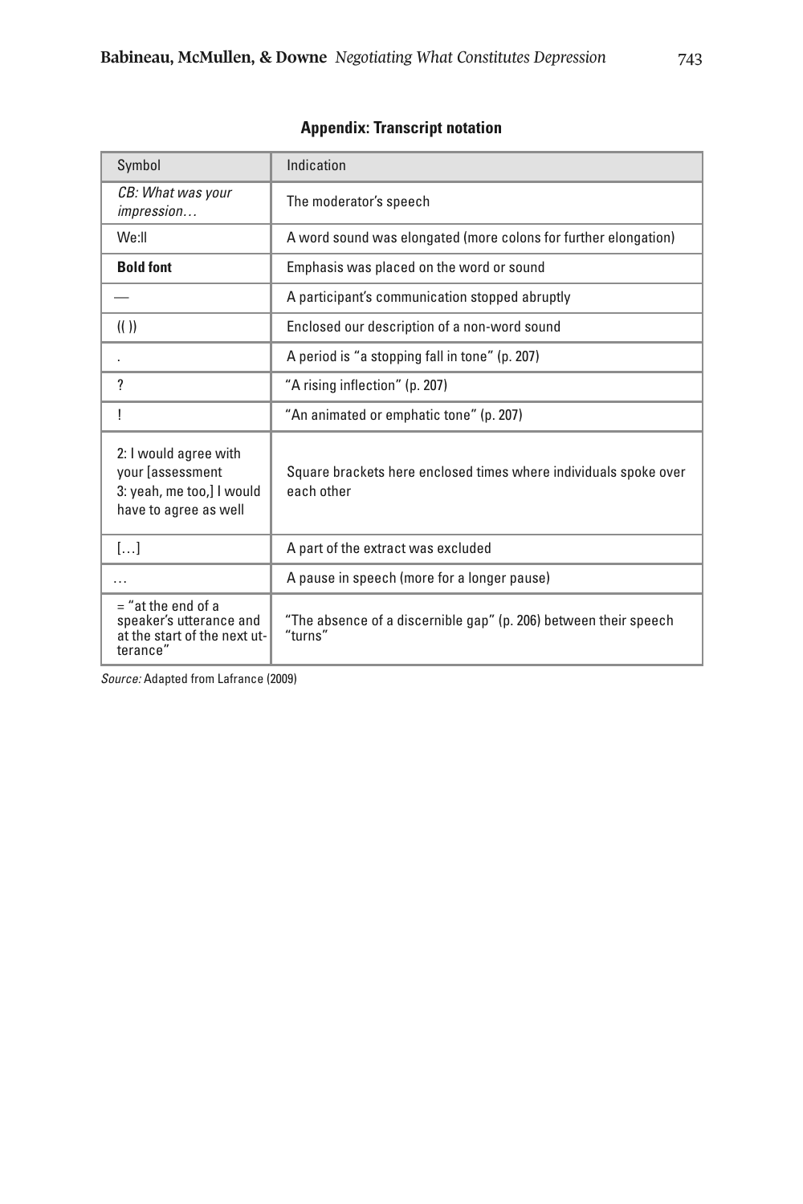## Appendix: Transcript notation

| Symbol | Indication |
| --- | --- |
| *CB: What was your impression…* | The moderator's speech |
| We:ll | A word sound was elongated (more colons for further elongation) |
| **Bold font** | Emphasis was placed on the word or sound |
| — | A participant's communication stopped abruptly |
| (( )) | Enclosed our description of a non-word sound |
| . | A period is "a stopping fall in tone" (p. 207) |
| ? | "A rising inflection" (p. 207) |
| ! | "An animated or emphatic tone" (p. 207) |
| 2: I would agree with your [assessment 3: yeah, me too,] I would have to agree as well | Square brackets here enclosed times where individuals spoke over each other |
| […] | A part of the extract was excluded |
| … | A pause in speech (more for a longer pause) |
| = "at the end of a speaker's utterance and at the start of the next utterance" | "The absence of a discernible gap" (p. 206) between their speech "turns" |

*Source:* Adapted from Lafrance (2009)